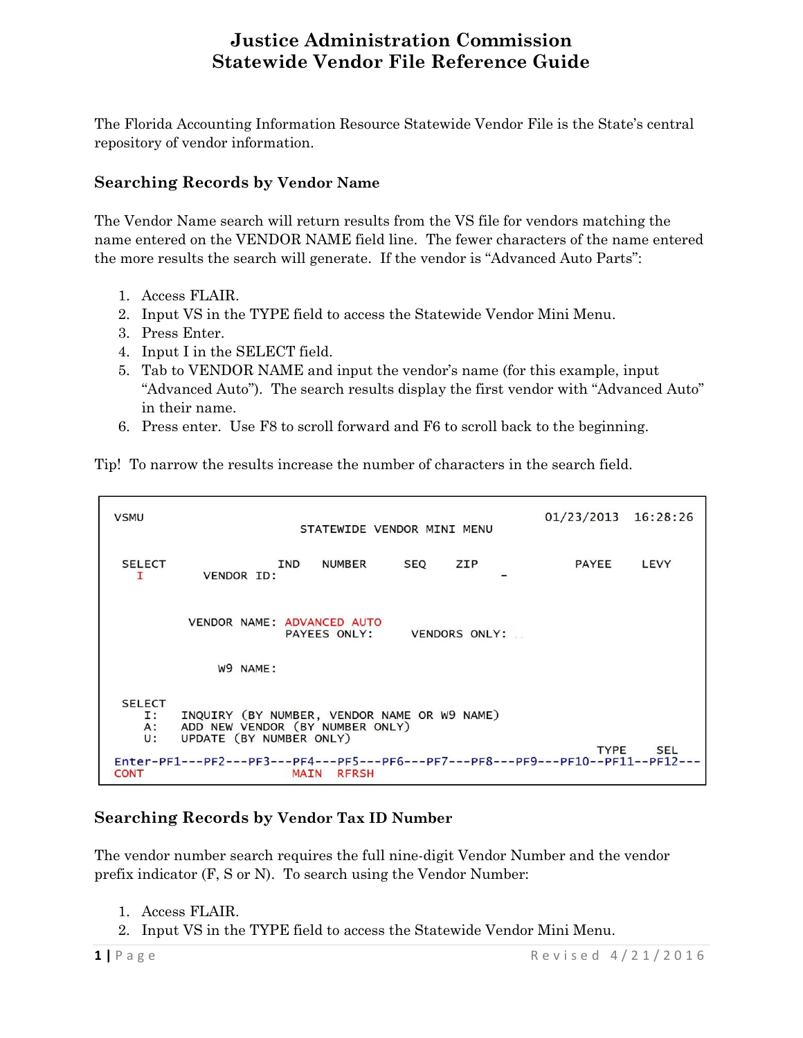# Justice Administration Commission
# Statewide Vendor File Reference Guide

The Florida Accounting Information Resource Statewide Vendor File is the State's central repository of vendor information.

### Searching Records by Vendor Name

The Vendor Name search will return results from the VS file for vendors matching the name entered on the VENDOR NAME field line. The fewer characters of the name entered the more results the search will generate. If the vendor is "Advanced Auto Parts":

1. Access FLAIR.
2. Input VS in the TYPE field to access the Statewide Vendor Mini Menu.
3. Press Enter.
4. Input I in the SELECT field.
5. Tab to VENDOR NAME and input the vendor's name (for this example, input "Advanced Auto"). The search results display the first vendor with "Advanced Auto" in their name.
6. Press enter. Use F8 to scroll forward and F6 to scroll back to the beginning.

Tip! To narrow the results increase the number of characters in the search field.

```
VSMU                                                    01/23/2013   16:28:26
                          STATEWIDE VENDOR MINI MENU

 SELECT              IND    NUMBER     SEQ    ZIP             PAYEE    LEVY
   I        VENDOR ID:                              -


          VENDOR NAME: ADVANCED AUTO
                       PAYEES ONLY:      VENDORS ONLY:


              W9 NAME:


 SELECT
    I:    INQUIRY (BY NUMBER, VENDOR NAME OR W9 NAME)
    A:    ADD NEW VENDOR (BY NUMBER ONLY)
    U:    UPDATE (BY NUMBER ONLY)
                                                                TYPE     SEL
Enter-PF1---PF2---PF3---PF4---PF5---PF6---PF7---PF8---PF9---PF10--PF11--PF12---
CONT                      MAIN  RFRSH
```

### Searching Records by Vendor Tax ID Number

The vendor number search requires the full nine-digit Vendor Number and the vendor prefix indicator (F, S or N). To search using the Vendor Number:

1. Access FLAIR.
2. Input VS in the TYPE field to access the Statewide Vendor Mini Menu.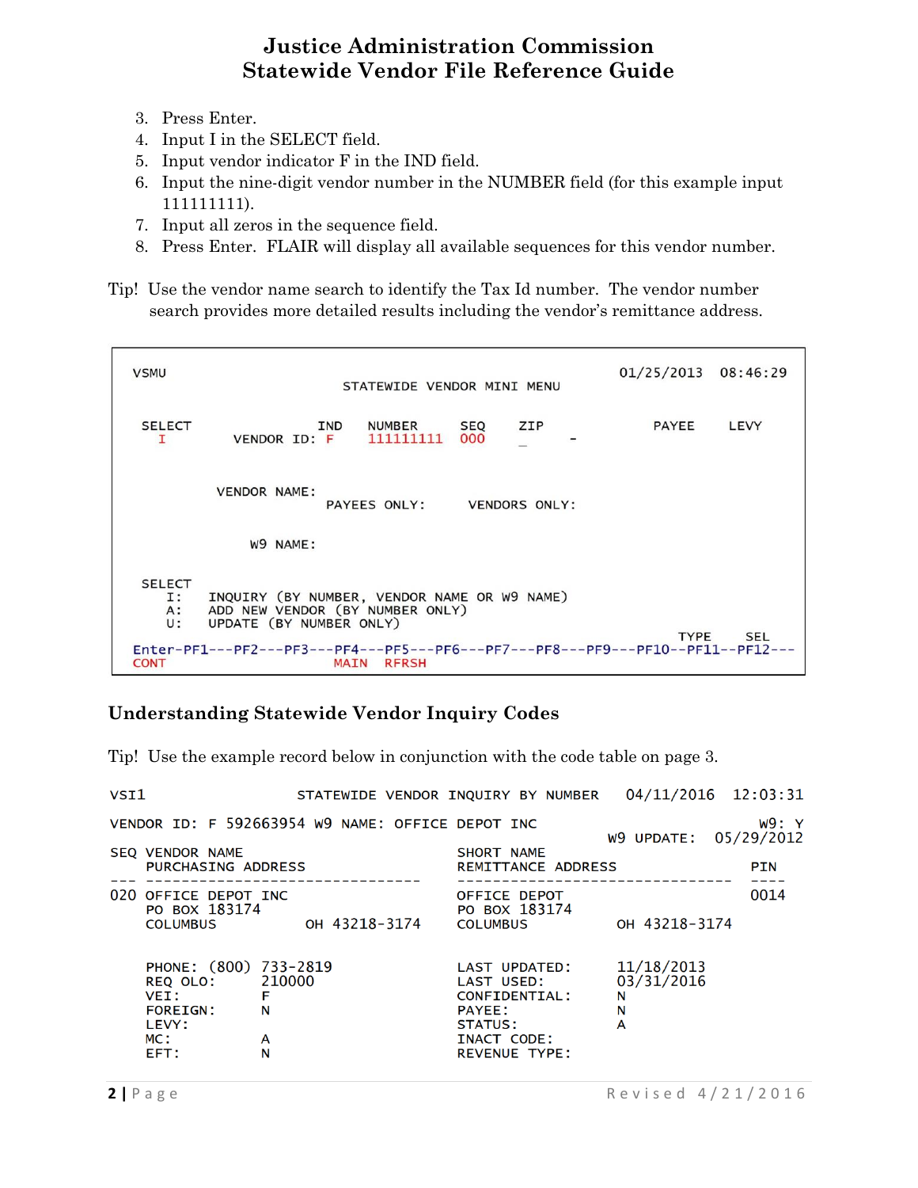3. Press Enter.
4. Input I in the SELECT field.
5. Input vendor indicator F in the IND field.
6. Input the nine-digit vendor number in the NUMBER field (for this example input 111111111).
7. Input all zeros in the sequence field.
8. Press Enter. FLAIR will display all available sequences for this vendor number.

Tip! Use the vendor name search to identify the Tax Id number. The vendor number search provides more detailed results including the vendor's remittance address.

```
VSMU                                                      01/25/2013  08:46:29
                          STATEWIDE VENDOR MINI MENU

 SELECT              IND    NUMBER     SEQ   ZIP              PAYEE    LEVY
   I       VENDOR ID: F     111111111  000   _        -

         VENDOR NAME:
                     PAYEES ONLY:       VENDORS ONLY:

            W9 NAME:

 SELECT
    I:   INQUIRY (BY NUMBER, VENDOR NAME OR W9 NAME)
    A:   ADD NEW VENDOR (BY NUMBER ONLY)
    U:   UPDATE (BY NUMBER ONLY)
                                                            TYPE     SEL
Enter-PF1---PF2---PF3---PF4---PF5---PF6---PF7---PF8---PF9---PF10--PF11--PF12---
CONT                        MAIN  RFRSH
```

## Understanding Statewide Vendor Inquiry Codes

Tip! Use the example record below in conjunction with the code table on page 3.

```
VSI1                  STATEWIDE VENDOR INQUIRY BY NUMBER    04/11/2016   12:03:31
VENDOR ID: F 592663954 W9 NAME: OFFICE DEPOT INC                           W9: Y
                                                         W9 UPDATE:  05/29/2012
SEQ VENDOR NAME                          SHORT NAME
    PURCHASING ADDRESS                   REMITTANCE ADDRESS                 PIN
--- ------------------------------       ------------------------------    ----
020 OFFICE DEPOT INC                     OFFICE DEPOT                      0014
    PO BOX 183174                        PO BOX 183174
    COLUMBUS             OH 43218-3174   COLUMBUS             OH 43218-3174

    PHONE: (800) 733-2819                LAST UPDATED:       11/18/2013
    REQ OLO:    210000                   LAST USED:          03/31/2016
    VEI:        F                        CONFIDENTIAL:       N
    FOREIGN:    N                        PAYEE:              N
    LEVY:                                STATUS:             A
    MC:         A                        INACT CODE:
    EFT:        N                        REVENUE TYPE:
```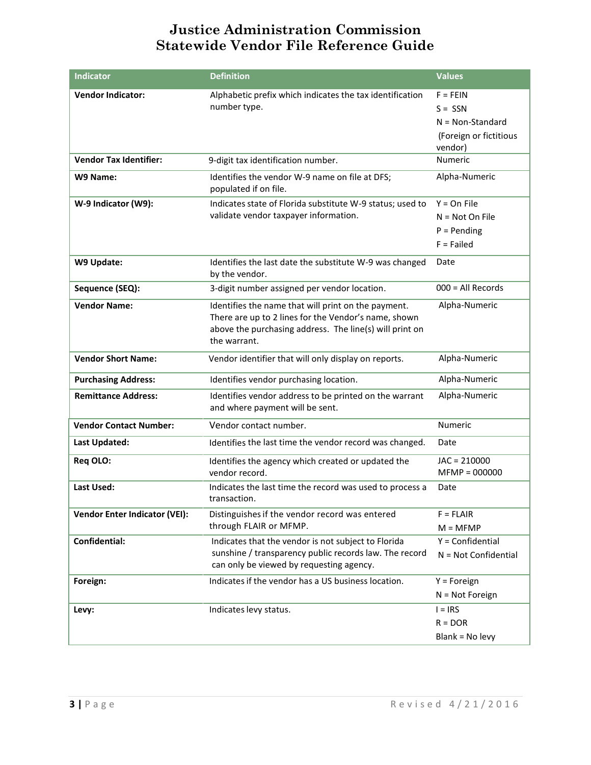# Justice Administration Commission
## Statewide Vendor File Reference Guide

| Indicator | Definition | Values |
|---|---|---|
| **Vendor Indicator:** | Alphabetic prefix which indicates the tax identification number type. | F = FEIN<br>S = SSN<br>N = Non-Standard (Foreign or fictitious vendor) |
| **Vendor Tax Identifier:** | 9-digit tax identification number. | Numeric |
| **W9 Name:** | Identifies the vendor W-9 name on file at DFS; populated if on file. | Alpha-Numeric |
| **W-9 Indicator (W9):** | Indicates state of Florida substitute W-9 status; used to validate vendor taxpayer information. | Y = On File<br>N = Not On File<br>P = Pending<br>F = Failed |
| **W9 Update:** | Identifies the last date the substitute W-9 was changed by the vendor. | Date |
| **Sequence (SEQ):** | 3-digit number assigned per vendor location. | 000 = All Records |
| **Vendor Name:** | Identifies the name that will print on the payment. There are up to 2 lines for the Vendor's name, shown above the purchasing address. The line(s) will print on the warrant. | Alpha-Numeric |
| **Vendor Short Name:** | Vendor identifier that will only display on reports. | Alpha-Numeric |
| **Purchasing Address:** | Identifies vendor purchasing location. | Alpha-Numeric |
| **Remittance Address:** | Identifies vendor address to be printed on the warrant and where payment will be sent. | Alpha-Numeric |
| **Vendor Contact Number:** | Vendor contact number. | Numeric |
| **Last Updated:** | Identifies the last time the vendor record was changed. | Date |
| **Req OLO:** | Identifies the agency which created or updated the vendor record. | JAC = 210000<br>MFMP = 000000 |
| **Last Used:** | Indicates the last time the record was used to process a transaction. | Date |
| **Vendor Enter Indicator (VEI):** | Distinguishes if the vendor record was entered through FLAIR or MFMP. | F = FLAIR<br>M = MFMP |
| **Confidential:** | Indicates that the vendor is not subject to Florida sunshine / transparency public records law. The record can only be viewed by requesting agency. | Y = Confidential<br>N = Not Confidential |
| **Foreign:** | Indicates if the vendor has a US business location. | Y = Foreign<br>N = Not Foreign |
| **Levy:** | Indicates levy status. | I = IRS<br>R = DOR<br>Blank = No levy |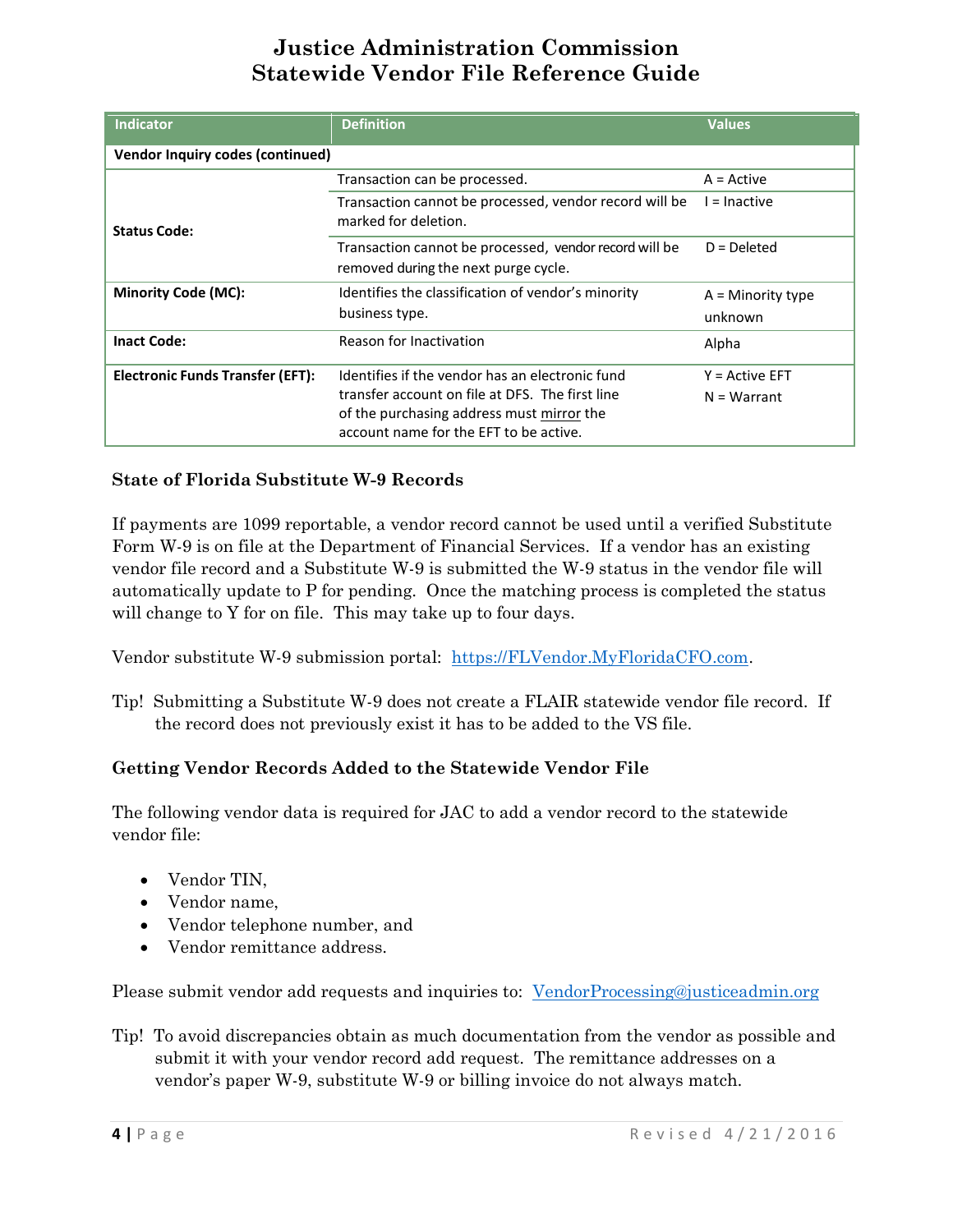# Justice Administration Commission
# Statewide Vendor File Reference Guide

| Indicator | Definition | Values |
|---|---|---|
| **Vendor Inquiry codes (continued)** | | |
| **Status Code:** | Transaction can be processed. | A = Active |
| | Transaction cannot be processed, vendor record will be marked for deletion. | I = Inactive |
| | Transaction cannot be processed, vendor record will be removed during the next purge cycle. | D = Deleted |
| **Minority Code (MC):** | Identifies the classification of vendor's minority business type. | A = Minority type unknown |
| **Inact Code:** | Reason for Inactivation | Alpha |
| **Electronic Funds Transfer (EFT):** | Identifies if the vendor has an electronic fund transfer account on file at DFS. The first line of the purchasing address must mirror the account name for the EFT to be active. | Y = Active EFT<br>N = Warrant |

### State of Florida Substitute W-9 Records

If payments are 1099 reportable, a vendor record cannot be used until a verified Substitute Form W-9 is on file at the Department of Financial Services. If a vendor has an existing vendor file record and a Substitute W-9 is submitted the W-9 status in the vendor file will automatically update to P for pending. Once the matching process is completed the status will change to Y for on file. This may take up to four days.

Vendor substitute W-9 submission portal: https://FLVendor.MyFloridaCFO.com.

Tip! Submitting a Substitute W-9 does not create a FLAIR statewide vendor file record. If the record does not previously exist it has to be added to the VS file.

### Getting Vendor Records Added to the Statewide Vendor File

The following vendor data is required for JAC to add a vendor record to the statewide vendor file:

- Vendor TIN,
- Vendor name,
- Vendor telephone number, and
- Vendor remittance address.

Please submit vendor add requests and inquiries to: VendorProcessing@justiceadmin.org

Tip! To avoid discrepancies obtain as much documentation from the vendor as possible and submit it with your vendor record add request. The remittance addresses on a vendor's paper W-9, substitute W-9 or billing invoice do not always match.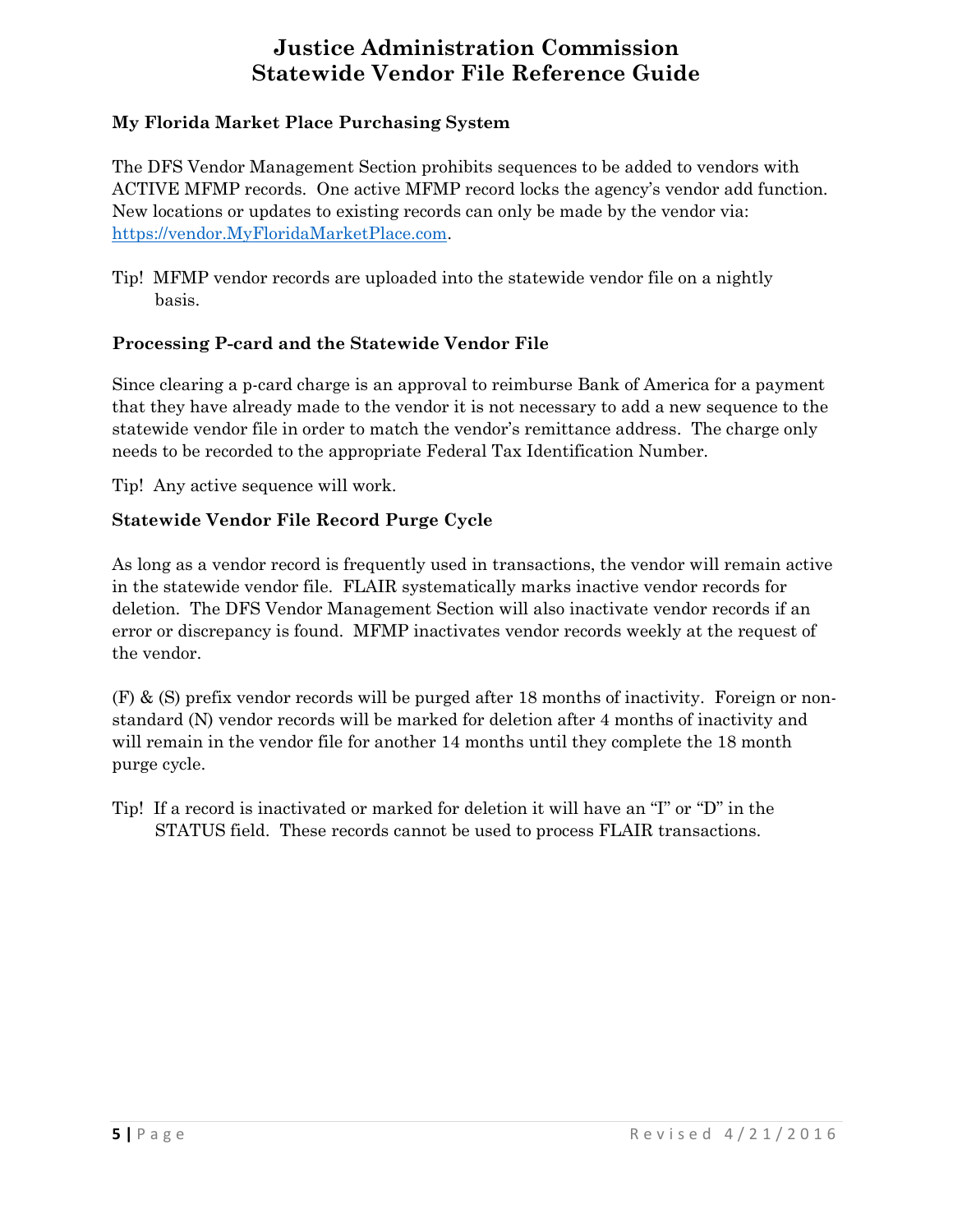# Justice Administration Commission
# Statewide Vendor File Reference Guide

### My Florida Market Place Purchasing System

The DFS Vendor Management Section prohibits sequences to be added to vendors with ACTIVE MFMP records. One active MFMP record locks the agency's vendor add function. New locations or updates to existing records can only be made by the vendor via: https://vendor.MyFloridaMarketPlace.com.

Tip! MFMP vendor records are uploaded into the statewide vendor file on a nightly basis.

### Processing P-card and the Statewide Vendor File

Since clearing a p-card charge is an approval to reimburse Bank of America for a payment that they have already made to the vendor it is not necessary to add a new sequence to the statewide vendor file in order to match the vendor's remittance address. The charge only needs to be recorded to the appropriate Federal Tax Identification Number.

Tip! Any active sequence will work.

### Statewide Vendor File Record Purge Cycle

As long as a vendor record is frequently used in transactions, the vendor will remain active in the statewide vendor file. FLAIR systematically marks inactive vendor records for deletion. The DFS Vendor Management Section will also inactivate vendor records if an error or discrepancy is found. MFMP inactivates vendor records weekly at the request of the vendor.

(F) & (S) prefix vendor records will be purged after 18 months of inactivity. Foreign or non-standard (N) vendor records will be marked for deletion after 4 months of inactivity and will remain in the vendor file for another 14 months until they complete the 18 month purge cycle.

Tip! If a record is inactivated or marked for deletion it will have an "I" or "D" in the STATUS field. These records cannot be used to process FLAIR transactions.